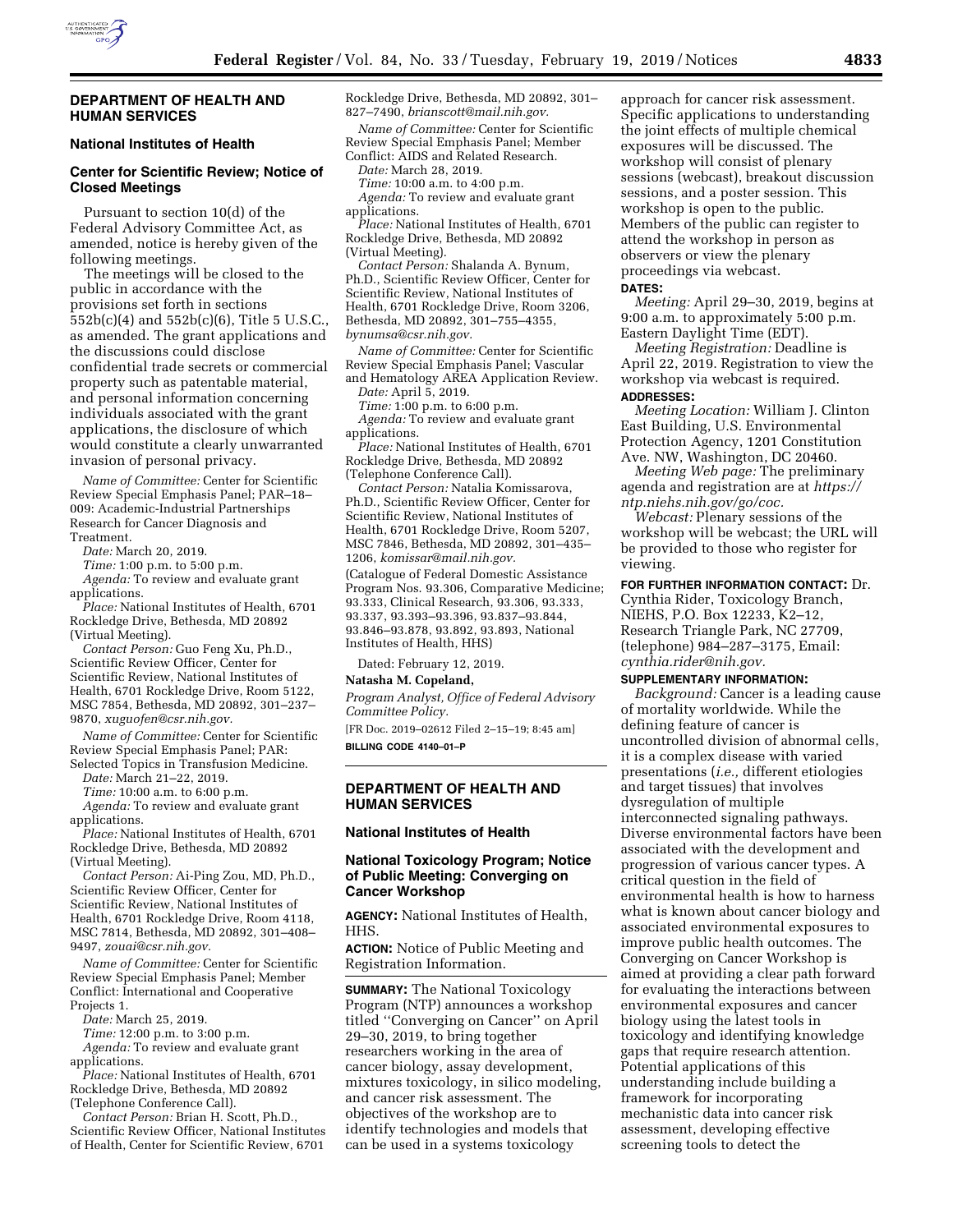## DEPARTMENT OF HEALTH AND HUMAN SERVICES

### National Institutes of Health

### Center for Scientific Review; Notice of Closed Meetings

Pursuant to section 10(d) of the Federal Advisory Committee Act, as amended, notice is hereby given of the following meetings.

The meetings will be closed to the public in accordance with the provisions set forth in sections 552b(c)(4) and 552b(c)(6), Title 5 U.S.C., as amended. The grant applications and the discussions could disclose confidential trade secrets or commercial property such as patentable material, and personal information concerning individuals associated with the grant applications, the disclosure of which would constitute a clearly unwarranted invasion of personal privacy.

*Name of Committee:* Center for Scientific Review Special Emphasis Panel; PAR–18–009: Academic-Industrial Partnerships Research for Cancer Diagnosis and Treatment.

*Date:* March 20, 2019.

*Time:* 1:00 p.m. to 5:00 p.m.

*Agenda:* To review and evaluate grant applications.

*Place:* National Institutes of Health, 6701 Rockledge Drive, Bethesda, MD 20892 (Virtual Meeting).

*Contact Person:* Guo Feng Xu, Ph.D., Scientific Review Officer, Center for Scientific Review, National Institutes of Health, 6701 Rockledge Drive, Room 5122, MSC 7854, Bethesda, MD 20892, 301–237–9870, *xuguofen@csr.nih.gov.*

*Name of Committee:* Center for Scientific Review Special Emphasis Panel; PAR: Selected Topics in Transfusion Medicine.

*Date:* March 21–22, 2019.

*Time:* 10:00 a.m. to 6:00 p.m.

*Agenda:* To review and evaluate grant applications.

*Place:* National Institutes of Health, 6701 Rockledge Drive, Bethesda, MD 20892 (Virtual Meeting).

*Contact Person:* Ai-Ping Zou, MD, Ph.D., Scientific Review Officer, Center for Scientific Review, National Institutes of Health, 6701 Rockledge Drive, Room 4118, MSC 7814, Bethesda, MD 20892, 301–408–9497, *zouai@csr.nih.gov.*

*Name of Committee:* Center for Scientific Review Special Emphasis Panel; Member Conflict: International and Cooperative Projects 1.

*Date:* March 25, 2019.

*Time:* 12:00 p.m. to 3:00 p.m.

*Agenda:* To review and evaluate grant applications.

*Place:* National Institutes of Health, 6701 Rockledge Drive, Bethesda, MD 20892 (Telephone Conference Call).

*Contact Person:* Brian H. Scott, Ph.D., Scientific Review Officer, National Institutes of Health, Center for Scientific Review, 6701 Rockledge Drive, Bethesda, MD 20892, 301–827–7490, *brianscott@mail.nih.gov.*

*Name of Committee:* Center for Scientific Review Special Emphasis Panel; Member Conflict: AIDS and Related Research.

*Date:* March 28, 2019.

*Time:* 10:00 a.m. to 4:00 p.m.

*Agenda:* To review and evaluate grant applications.

*Place:* National Institutes of Health, 6701 Rockledge Drive, Bethesda, MD 20892 (Virtual Meeting).

*Contact Person:* Shalanda A. Bynum, Ph.D., Scientific Review Officer, Center for Scientific Review, National Institutes of Health, 6701 Rockledge Drive, Room 3206, Bethesda, MD 20892, 301–755–4355, *bynumsa@csr.nih.gov.*

*Name of Committee:* Center for Scientific Review Special Emphasis Panel; Vascular and Hematology AREA Application Review.

*Date:* April 5, 2019.

*Time:* 1:00 p.m. to 6:00 p.m.

*Agenda:* To review and evaluate grant applications.

*Place:* National Institutes of Health, 6701 Rockledge Drive, Bethesda, MD 20892 (Telephone Conference Call).

*Contact Person:* Natalia Komissarova, Ph.D., Scientific Review Officer, Center for Scientific Review, National Institutes of Health, 6701 Rockledge Drive, Room 5207, MSC 7846, Bethesda, MD 20892, 301–435–1206, *komissar@mail.nih.gov.*

(Catalogue of Federal Domestic Assistance Program Nos. 93.306, Comparative Medicine; 93.333, Clinical Research, 93.306, 93.333, 93.337, 93.393–93.396, 93.837–93.844, 93.846–93.878, 93.892, 93.893, National Institutes of Health, HHS)

Dated: February 12, 2019.

**Natasha M. Copeland,**

*Program Analyst, Office of Federal Advisory Committee Policy.*

[FR Doc. 2019–02612 Filed 2–15–19; 8:45 am]

**BILLING CODE 4140–01–P**

## DEPARTMENT OF HEALTH AND HUMAN SERVICES

### National Institutes of Health

### National Toxicology Program; Notice of Public Meeting: Converging on Cancer Workshop

**AGENCY:** National Institutes of Health, HHS.

**ACTION:** Notice of Public Meeting and Registration Information.

**SUMMARY:** The National Toxicology Program (NTP) announces a workshop titled ''Converging on Cancer'' on April 29–30, 2019, to bring together researchers working in the area of cancer biology, assay development, mixtures toxicology, in silico modeling, and cancer risk assessment. The objectives of the workshop are to identify technologies and models that can be used in a systems toxicology approach for cancer risk assessment. Specific applications to understanding the joint effects of multiple chemical exposures will be discussed. The workshop will consist of plenary sessions (webcast), breakout discussion sessions, and a poster session. This workshop is open to the public. Members of the public can register to attend the workshop in person as observers or view the plenary proceedings via webcast.

**DATES:**

*Meeting:* April 29–30, 2019, begins at 9:00 a.m. to approximately 5:00 p.m. Eastern Daylight Time (EDT).

*Meeting Registration:* Deadline is April 22, 2019. Registration to view the workshop via webcast is required.

**ADDRESSES:**

*Meeting Location:* William J. Clinton East Building, U.S. Environmental Protection Agency, 1201 Constitution Ave. NW, Washington, DC 20460.

*Meeting Web page:* The preliminary agenda and registration are at *https://ntp.niehs.nih.gov/go/coc.*

*Webcast:* Plenary sessions of the workshop will be webcast; the URL will be provided to those who register for viewing.

**FOR FURTHER INFORMATION CONTACT:** Dr. Cynthia Rider, Toxicology Branch, NIEHS, P.O. Box 12233, K2–12, Research Triangle Park, NC 27709, (telephone) 984–287–3175, Email: *cynthia.rider@nih.gov.*

**SUPPLEMENTARY INFORMATION:**

*Background:* Cancer is a leading cause of mortality worldwide. While the defining feature of cancer is uncontrolled division of abnormal cells, it is a complex disease with varied presentations (*i.e.,* different etiologies and target tissues) that involves dysregulation of multiple interconnected signaling pathways. Diverse environmental factors have been associated with the development and progression of various cancer types. A critical question in the field of environmental health is how to harness what is known about cancer biology and associated environmental exposures to improve public health outcomes. The Converging on Cancer Workshop is aimed at providing a clear path forward for evaluating the interactions between environmental exposures and cancer biology using the latest tools in toxicology and identifying knowledge gaps that require research attention. Potential applications of this understanding include building a framework for incorporating mechanistic data into cancer risk assessment, developing effective screening tools to detect the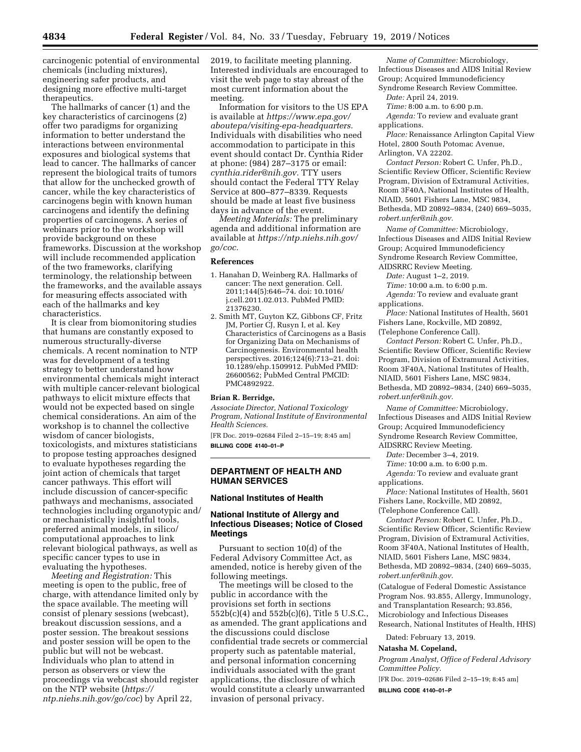carcinogenic potential of environmental chemicals (including mixtures), engineering safer products, and designing more effective multi-target therapeutics.

The hallmarks of cancer (1) and the key characteristics of carcinogens (2) offer two paradigms for organizing information to better understand the interactions between environmental exposures and biological systems that lead to cancer. The hallmarks of cancer represent the biological traits of tumors that allow for the unchecked growth of cancer, while the key characteristics of carcinogens begin with known human carcinogens and identify the defining properties of carcinogens. A series of webinars prior to the workshop will provide background on these frameworks. Discussion at the workshop will include recommended application of the two frameworks, clarifying terminology, the relationship between the frameworks, and the available assays for measuring effects associated with each of the hallmarks and key characteristics.

It is clear from biomonitoring studies that humans are constantly exposed to numerous structurally-diverse chemicals. A recent nomination to NTP was for development of a testing strategy to better understand how environmental chemicals might interact with multiple cancer-relevant biological pathways to elicit mixture effects that would not be expected based on single chemical considerations. An aim of the workshop is to channel the collective wisdom of cancer biologists, toxicologists, and mixtures statisticians to propose testing approaches designed to evaluate hypotheses regarding the joint action of chemicals that target cancer pathways. This effort will include discussion of cancer-specific pathways and mechanisms, associated technologies including organotypic and/or mechanistically insightful tools, preferred animal models, in silico/computational approaches to link relevant biological pathways, as well as specific cancer types to use in evaluating the hypotheses.

*Meeting and Registration:* This meeting is open to the public, free of charge, with attendance limited only by the space available. The meeting will consist of plenary sessions (webcast), breakout discussion sessions, and a poster session. The breakout sessions and poster session will be open to the public but will not be webcast. Individuals who plan to attend in person as observers or view the proceedings via webcast should register on the NTP website (*https://ntp.niehs.nih.gov/go/coc*) by April 22, 2019, to facilitate meeting planning. Interested individuals are encouraged to visit the web page to stay abreast of the most current information about the meeting.

Information for visitors to the US EPA is available at *https://www.epa.gov/aboutepa/visiting-epa-headquarters.* Individuals with disabilities who need accommodation to participate in this event should contact Dr. Cynthia Rider at phone: (984) 287–3175 or email: *cynthia.rider@nih.gov.* TTY users should contact the Federal TTY Relay Service at 800–877–8339. Requests should be made at least five business days in advance of the event.

*Meeting Materials:* The preliminary agenda and additional information are available at *https://ntp.niehs.nih.gov/go/coc.*

### References

1. Hanahan D, Weinberg RA. Hallmarks of cancer: The next generation. Cell. 2011;144(5):646–74. doi: 10.1016/j.cell.2011.02.013. PubMed PMID: 21376230.
2. Smith MT, Guyton KZ, Gibbons CF, Fritz JM, Portier CJ, Rusyn I, et al. Key Characteristics of Carcinogens as a Basis for Organizing Data on Mechanisms of Carcinogenesis. Environmental health perspectives. 2016;124(6):713–21. doi: 10.1289/ehp.1509912. PubMed PMID: 26600562; PubMed Central PMCID: PMC4892922.

**Brian R. Berridge,**

*Associate Director, National Toxicology Program, National Institute of Environmental Health Sciences.*

[FR Doc. 2019–02684 Filed 2–15–19; 8:45 am]

**BILLING CODE 4140–01–P**

## DEPARTMENT OF HEALTH AND HUMAN SERVICES

### National Institutes of Health

### National Institute of Allergy and Infectious Diseases; Notice of Closed Meetings

Pursuant to section 10(d) of the Federal Advisory Committee Act, as amended, notice is hereby given of the following meetings.

The meetings will be closed to the public in accordance with the provisions set forth in sections 552b(c)(4) and 552b(c)(6), Title 5 U.S.C., as amended. The grant applications and the discussions could disclose confidential trade secrets or commercial property such as patentable material, and personal information concerning individuals associated with the grant applications, the disclosure of which would constitute a clearly unwarranted invasion of personal privacy.

*Name of Committee:* Microbiology, Infectious Diseases and AIDS Initial Review Group; Acquired Immunodeficiency Syndrome Research Review Committee.

*Date:* April 24, 2019.

*Time:* 8:00 a.m. to 6:00 p.m.

*Agenda:* To review and evaluate grant applications.

*Place:* Renaissance Arlington Capital View Hotel, 2800 South Potomac Avenue, Arlington, VA 22202.

*Contact Person:* Robert C. Unfer, Ph.D., Scientific Review Officer, Scientific Review Program, Division of Extramural Activities, Room 3F40A, National Institutes of Health, NIAID, 5601 Fishers Lane, MSC 9834, Bethesda, MD 20892–9834, (240) 669–5035, *robert.unfer@nih.gov.*

*Name of Committee:* Microbiology, Infectious Diseases and AIDS Initial Review Group; Acquired Immunodeficiency Syndrome Research Review Committee, AIDSRRC Review Meeting.

*Date:* August 1–2, 2019.

*Time:* 10:00 a.m. to 6:00 p.m.

*Agenda:* To review and evaluate grant applications.

*Place:* National Institutes of Health, 5601 Fishers Lane, Rockville, MD 20892, (Telephone Conference Call).

*Contact Person:* Robert C. Unfer, Ph.D., Scientific Review Officer, Scientific Review Program, Division of Extramural Activities, Room 3F40A, National Institutes of Health, NIAID, 5601 Fishers Lane, MSC 9834, Bethesda, MD 20892–9834, (240) 669–5035, *robert.unfer@nih.gov.*

*Name of Committee:* Microbiology, Infectious Diseases and AIDS Initial Review Group; Acquired Immunodeficiency Syndrome Research Review Committee, AIDSRRC Review Meeting.

*Date:* December 3–4, 2019.

*Time:* 10:00 a.m. to 6:00 p.m.

*Agenda:* To review and evaluate grant applications.

*Place:* National Institutes of Health, 5601 Fishers Lane, Rockville, MD 20892, (Telephone Conference Call).

*Contact Person:* Robert C. Unfer, Ph.D., Scientific Review Officer, Scientific Review Program, Division of Extramural Activities, Room 3F40A, National Institutes of Health, NIAID, 5601 Fishers Lane, MSC 9834, Bethesda, MD 20892–9834, (240) 669–5035, *robert.unfer@nih.gov.*

(Catalogue of Federal Domestic Assistance Program Nos. 93.855, Allergy, Immunology, and Transplantation Research; 93.856, Microbiology and Infectious Diseases Research, National Institutes of Health, HHS)

Dated: February 13, 2019.

**Natasha M. Copeland,**

*Program Analyst, Office of Federal Advisory Committee Policy.*

[FR Doc. 2019–02686 Filed 2–15–19; 8:45 am]

**BILLING CODE 4140–01–P**